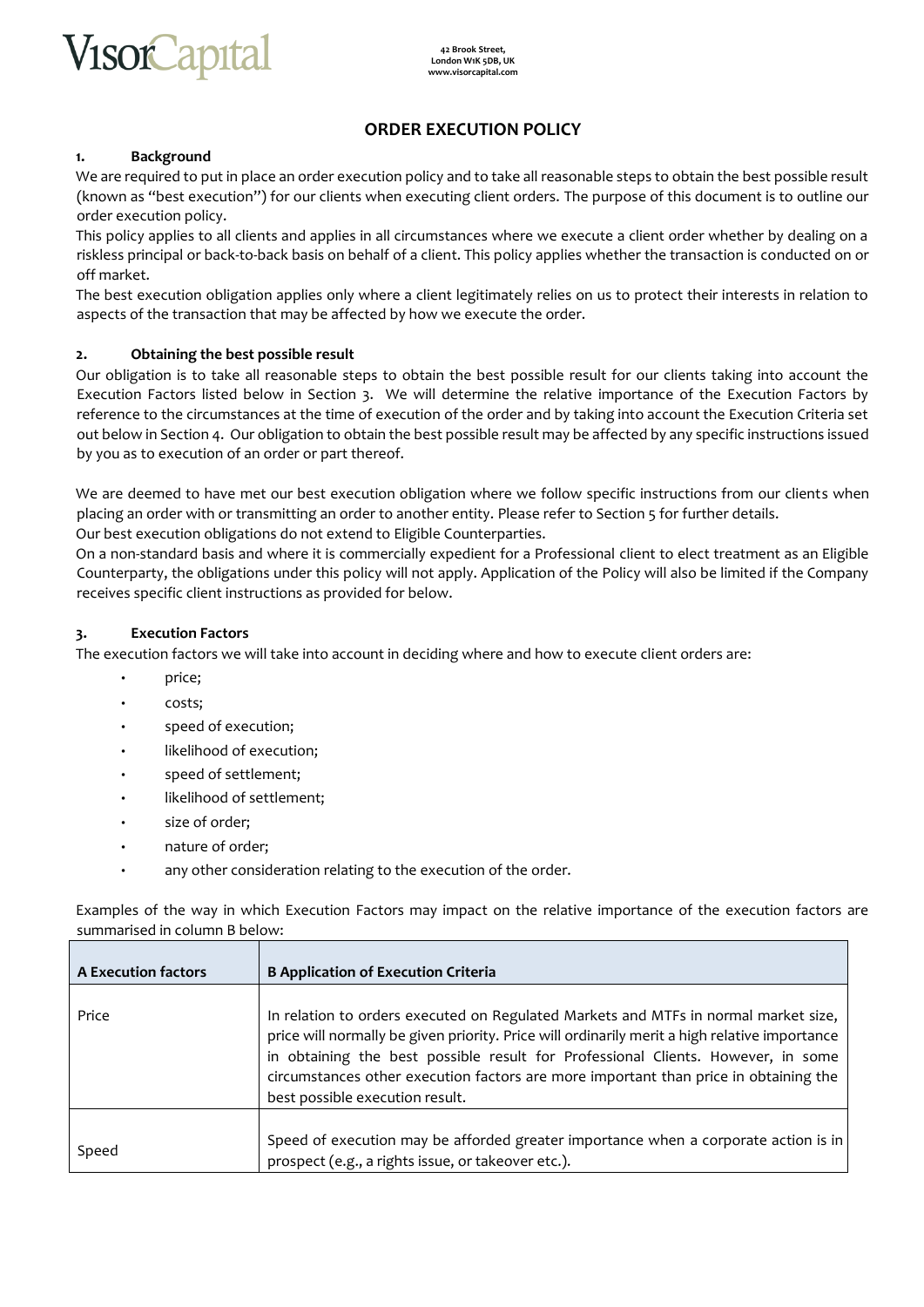VisorCapital

42 Brook Street,
London W1K 5DB, UK
www.visorcapital.com

# ORDER EXECUTION POLICY

## 1. Background

We are required to put in place an order execution policy and to take all reasonable steps to obtain the best possible result (known as "best execution") for our clients when executing client orders. The purpose of this document is to outline our order execution policy.

This policy applies to all clients and applies in all circumstances where we execute a client order whether by dealing on a riskless principal or back-to-back basis on behalf of a client. This policy applies whether the transaction is conducted on or off market.

The best execution obligation applies only where a client legitimately relies on us to protect their interests in relation to aspects of the transaction that may be affected by how we execute the order.

## 2. Obtaining the best possible result

Our obligation is to take all reasonable steps to obtain the best possible result for our clients taking into account the Execution Factors listed below in Section 3. We will determine the relative importance of the Execution Factors by reference to the circumstances at the time of execution of the order and by taking into account the Execution Criteria set out below in Section 4. Our obligation to obtain the best possible result may be affected by any specific instructions issued by you as to execution of an order or part thereof.

We are deemed to have met our best execution obligation where we follow specific instructions from our clients when placing an order with or transmitting an order to another entity. Please refer to Section 5 for further details.

Our best execution obligations do not extend to Eligible Counterparties.

On a non-standard basis and where it is commercially expedient for a Professional client to elect treatment as an Eligible Counterparty, the obligations under this policy will not apply. Application of the Policy will also be limited if the Company receives specific client instructions as provided for below.

## 3. Execution Factors

The execution factors we will take into account in deciding where and how to execute client orders are:

- price;
- costs;
- speed of execution;
- likelihood of execution;
- speed of settlement;
- likelihood of settlement;
- size of order;
- nature of order;
- any other consideration relating to the execution of the order.

Examples of the way in which Execution Factors may impact on the relative importance of the execution factors are summarised in column B below:

| A Execution factors | B Application of Execution Criteria |
|---|---|
| Price | In relation to orders executed on Regulated Markets and MTFs in normal market size, price will normally be given priority. Price will ordinarily merit a high relative importance in obtaining the best possible result for Professional Clients. However, in some circumstances other execution factors are more important than price in obtaining the best possible execution result. |
| Speed | Speed of execution may be afforded greater importance when a corporate action is in prospect (e.g., a rights issue, or takeover etc.). |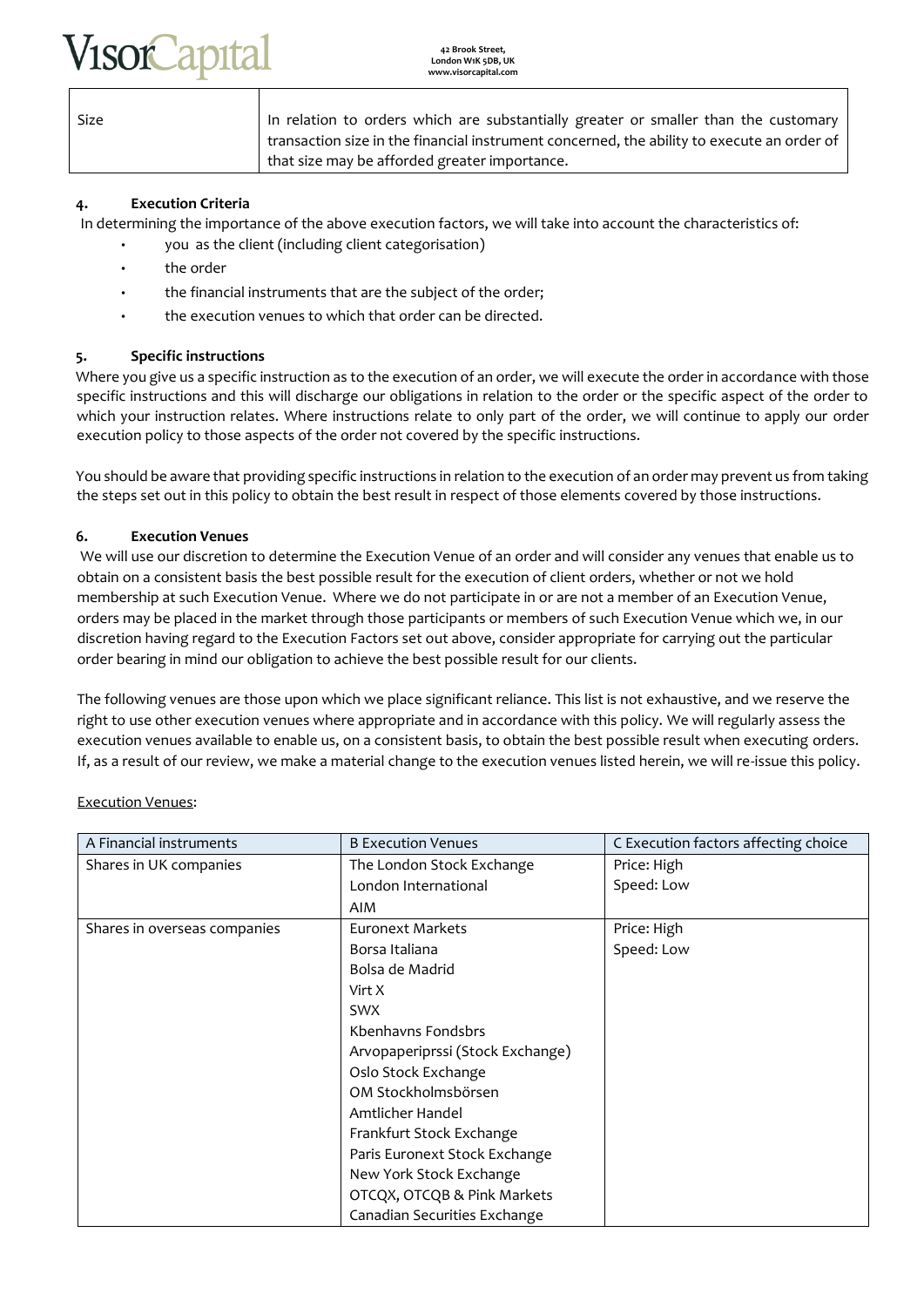| Size | In relation to orders which are substantially greater or smaller than the customary transaction size in the financial instrument concerned, the ability to execute an order of that size may be afforded greater importance. |
|---|---|

**4. Execution Criteria**

In determining the importance of the above execution factors, we will take into account the characteristics of:

- you as the client (including client categorisation)
- the order
- the financial instruments that are the subject of the order;
- the execution venues to which that order can be directed.

**5. Specific instructions**

Where you give us a specific instruction as to the execution of an order, we will execute the order in accordance with those specific instructions and this will discharge our obligations in relation to the order or the specific aspect of the order to which your instruction relates. Where instructions relate to only part of the order, we will continue to apply our order execution policy to those aspects of the order not covered by the specific instructions.

You should be aware that providing specific instructions in relation to the execution of an order may prevent us from taking the steps set out in this policy to obtain the best result in respect of those elements covered by those instructions.

**6. Execution Venues**

We will use our discretion to determine the Execution Venue of an order and will consider any venues that enable us to obtain on a consistent basis the best possible result for the execution of client orders, whether or not we hold membership at such Execution Venue. Where we do not participate in or are not a member of an Execution Venue, orders may be placed in the market through those participants or members of such Execution Venue which we, in our discretion having regard to the Execution Factors set out above, consider appropriate for carrying out the particular order bearing in mind our obligation to achieve the best possible result for our clients.

The following venues are those upon which we place significant reliance. This list is not exhaustive, and we reserve the right to use other execution venues where appropriate and in accordance with this policy. We will regularly assess the execution venues available to enable us, on a consistent basis, to obtain the best possible result when executing orders. If, as a result of our review, we make a material change to the execution venues listed herein, we will re-issue this policy.

<u>Execution Venues</u>:

| A Financial instruments | B Execution Venues | C Execution factors affecting choice |
|---|---|---|
| Shares in UK companies | The London Stock Exchange<br>London International<br>AIM | Price: High<br>Speed: Low |
| Shares in overseas companies | Euronext Markets<br>Borsa Italiana<br>Bolsa de Madrid<br>Virt X<br>SWX<br>Kbenhavns Fondsbrs<br>Arvopaperiprssi (Stock Exchange)<br>Oslo Stock Exchange<br>OM Stockholmsbörsen<br>Amtlicher Handel<br>Frankfurt Stock Exchange<br>Paris Euronext Stock Exchange<br>New York Stock Exchange<br>OTCQX, OTCQB & Pink Markets<br>Canadian Securities Exchange | Price: High<br>Speed: Low |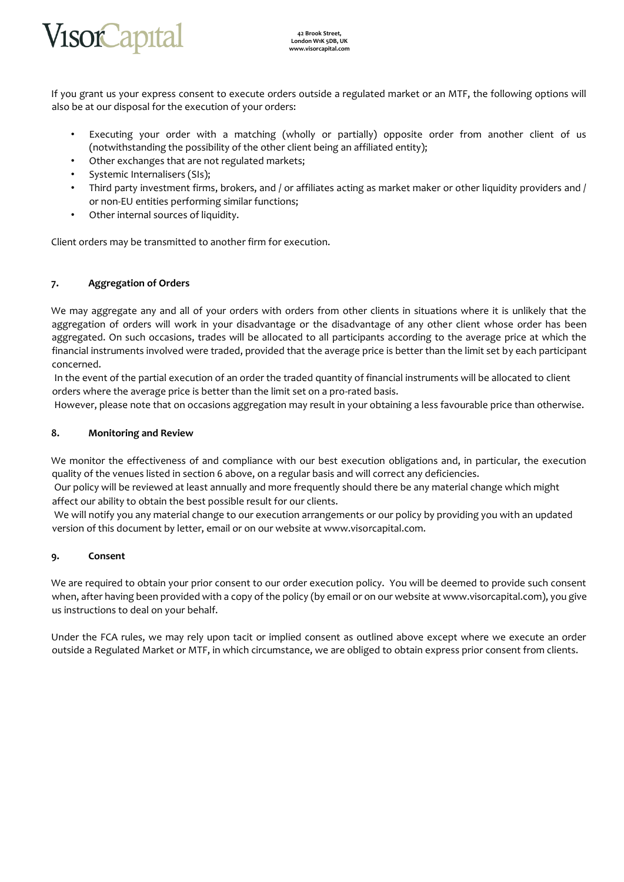If you grant us your express consent to execute orders outside a regulated market or an MTF, the following options will also be at our disposal for the execution of your orders:

- Executing your order with a matching (wholly or partially) opposite order from another client of us (notwithstanding the possibility of the other client being an affiliated entity);
- Other exchanges that are not regulated markets;
- Systemic Internalisers (SIs);
- Third party investment firms, brokers, and / or affiliates acting as market maker or other liquidity providers and / or non-EU entities performing similar functions;
- Other internal sources of liquidity.

Client orders may be transmitted to another firm for execution.

#### 7. Aggregation of Orders

We may aggregate any and all of your orders with orders from other clients in situations where it is unlikely that the aggregation of orders will work in your disadvantage or the disadvantage of any other client whose order has been aggregated. On such occasions, trades will be allocated to all participants according to the average price at which the financial instruments involved were traded, provided that the average price is better than the limit set by each participant concerned.

In the event of the partial execution of an order the traded quantity of financial instruments will be allocated to client orders where the average price is better than the limit set on a pro-rated basis.

However, please note that on occasions aggregation may result in your obtaining a less favourable price than otherwise.

#### 8. Monitoring and Review

We monitor the effectiveness of and compliance with our best execution obligations and, in particular, the execution quality of the venues listed in section 6 above, on a regular basis and will correct any deficiencies.

Our policy will be reviewed at least annually and more frequently should there be any material change which might affect our ability to obtain the best possible result for our clients.

We will notify you any material change to our execution arrangements or our policy by providing you with an updated version of this document by letter, email or on our website at www.visorcapital.com.

#### 9. Consent

We are required to obtain your prior consent to our order execution policy. You will be deemed to provide such consent when, after having been provided with a copy of the policy (by email or on our website at www.visorcapital.com), you give us instructions to deal on your behalf.

Under the FCA rules, we may rely upon tacit or implied consent as outlined above except where we execute an order outside a Regulated Market or MTF, in which circumstance, we are obliged to obtain express prior consent from clients.